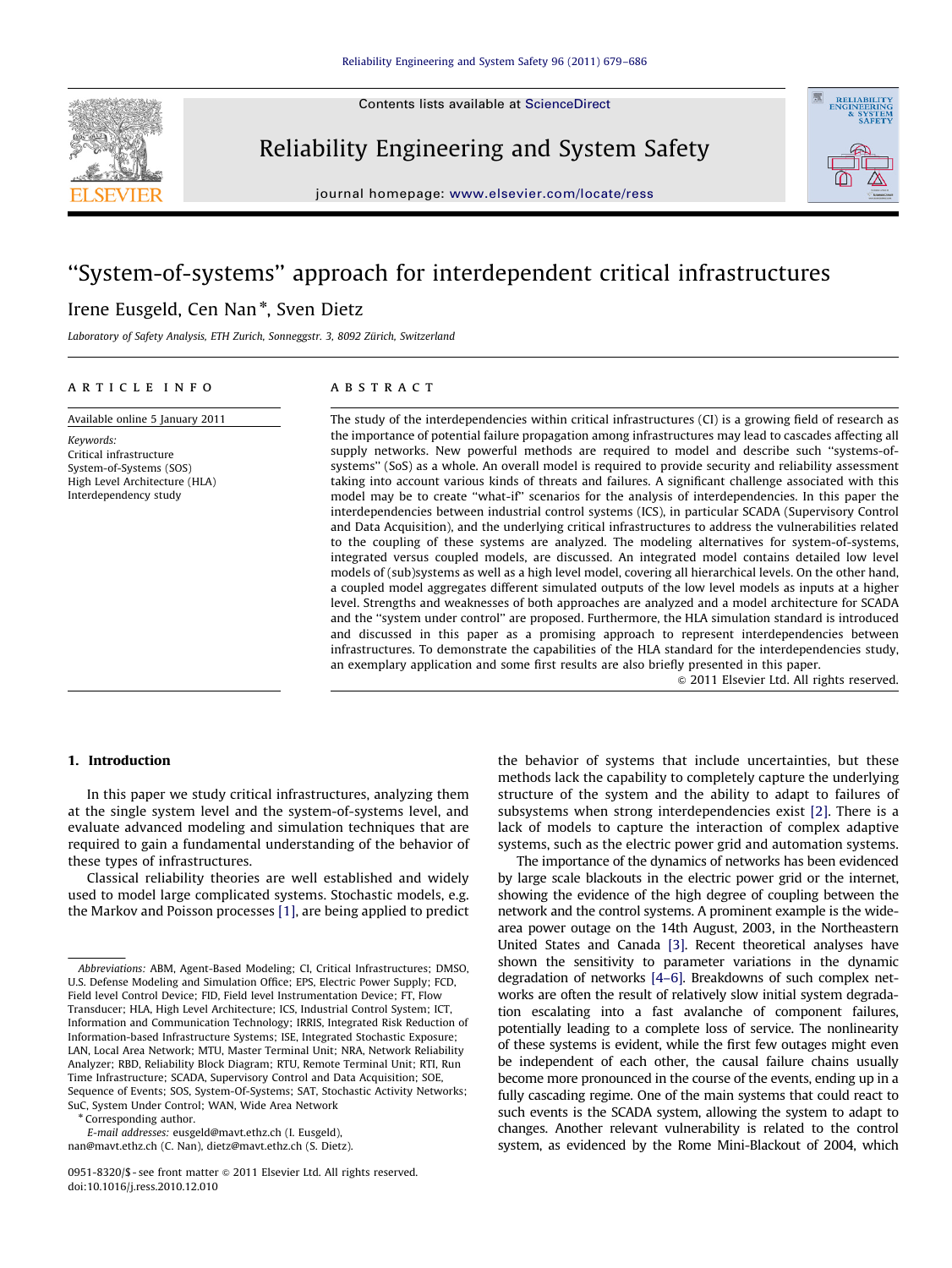# "System-of-systems" approach for interdependent critical infrastructures

Irene Eusgeld, Cen Nan *, Sven Dietz

*Laboratory of Safety Analysis, ETH Zurich, Sonneggstr. 3, 8092 Zürich, Switzerland*

**ARTICLE INFO**

Available online 5 January 2011

*Keywords:*
Critical infrastructure
System-of-Systems (SOS)
High Level Architecture (HLA)
Interdependency study

**ABSTRACT**

The study of the interdependencies within critical infrastructures (CI) is a growing field of research as the importance of potential failure propagation among infrastructures may lead to cascades affecting all supply networks. New powerful methods are required to model and describe such "systems-of-systems" (SoS) as a whole. An overall model is required to provide security and reliability assessment taking into account various kinds of threats and failures. A significant challenge associated with this model may be to create "what-if" scenarios for the analysis of interdependencies. In this paper the interdependencies between industrial control systems (ICS), in particular SCADA (Supervisory Control and Data Acquisition), and the underlying critical infrastructures to address the vulnerabilities related to the coupling of these systems are analyzed. The modeling alternatives for system-of-systems, integrated versus coupled models, are discussed. An integrated model contains detailed low level models of (sub)systems as well as a high level model, covering all hierarchical levels. On the other hand, a coupled model aggregates different simulated outputs of the low level models as inputs at a higher level. Strengths and weaknesses of both approaches are analyzed and a model architecture for SCADA and the "system under control" are proposed. Furthermore, the HLA simulation standard is introduced and discussed in this paper as a promising approach to represent interdependencies between infrastructures. To demonstrate the capabilities of the HLA standard for the interdependencies study, an exemplary application and some first results are also briefly presented in this paper.

© 2011 Elsevier Ltd. All rights reserved.

## 1. Introduction

In this paper we study critical infrastructures, analyzing them at the single system level and the system-of-systems level, and evaluate advanced modeling and simulation techniques that are required to gain a fundamental understanding of the behavior of these types of infrastructures.

Classical reliability theories are well established and widely used to model large complicated systems. Stochastic models, e.g. the Markov and Poisson processes [1], are being applied to predict the behavior of systems that include uncertainties, but these methods lack the capability to completely capture the underlying structure of the system and the ability to adapt to failures of subsystems when strong interdependencies exist [2]. There is a lack of models to capture the interaction of complex adaptive systems, such as the electric power grid and automation systems.

The importance of the dynamics of networks has been evidenced by large scale blackouts in the electric power grid or the internet, showing the evidence of the high degree of coupling between the network and the control systems. A prominent example is the wide-area power outage on the 14th August, 2003, in the Northeastern United States and Canada [3]. Recent theoretical analyses have shown the sensitivity to parameter variations in the dynamic degradation of networks [4–6]. Breakdowns of such complex networks are often the result of relatively slow initial system degradation escalating into a fast avalanche of component failures, potentially leading to a complete loss of service. The nonlinearity of these systems is evident, while the first few outages might even be independent of each other, the causal failure chains usually become more pronounced in the course of the events, ending up in a fully cascading regime. One of the main systems that could react to such events is the SCADA system, allowing the system to adapt to changes. Another relevant vulnerability is related to the control system, as evidenced by the Rome Mini-Blackout of 2004, which

---

*Abbreviations:* ABM, Agent-Based Modeling; CI, Critical Infrastructures; DMSO, U.S. Defense Modeling and Simulation Office; EPS, Electric Power Supply; FCD, Field level Control Device; FID, Field level Instrumentation Device; FT, Flow Transducer; HLA, High Level Architecture; ICS, Industrial Control System; ICT, Information and Communication Technology; IRRIS, Integrated Risk Reduction of Information-based Infrastructure Systems; ISE, Integrated Stochastic Exposure; LAN, Local Area Network; MTU, Master Terminal Unit; NRA, Network Reliability Analyzer; RBD, Reliability Block Diagram; RTU, Remote Terminal Unit; RTI, Run Time Infrastructure; SCADA, Supervisory Control and Data Acquisition; SOE, Sequence of Events; SOS, System-Of-Systems; SAT, Stochastic Activity Networks; SuC, System Under Control; WAN, Wide Area Network

\* Corresponding author.
*E-mail addresses:* eusgeld@mavt.ethz.ch (I. Eusgeld), nan@mavt.ethz.ch (C. Nan), dietz@mavt.ethz.ch (S. Dietz).

0951-8320/$ - see front matter © 2011 Elsevier Ltd. All rights reserved.
doi:10.1016/j.ress.2010.12.010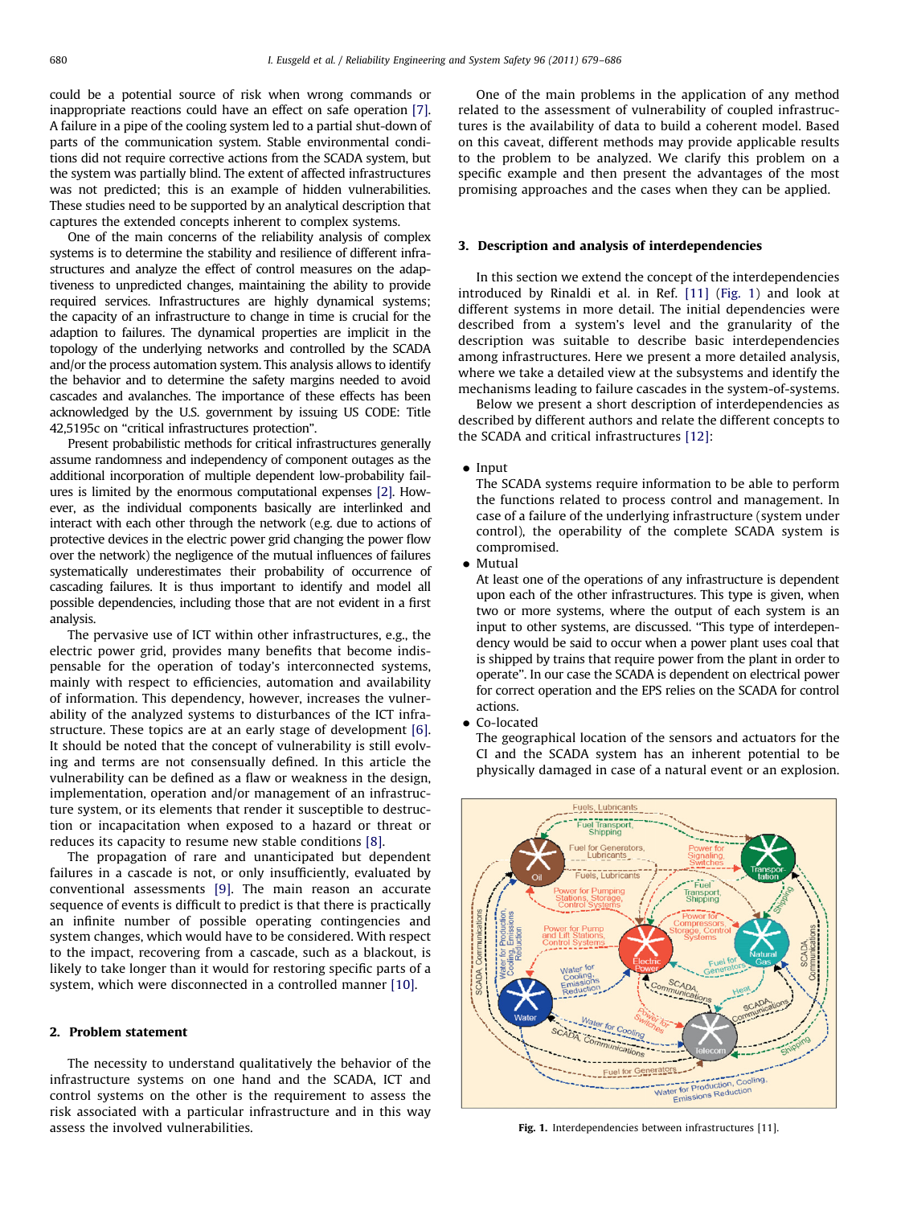could be a potential source of risk when wrong commands or inappropriate reactions could have an effect on safe operation [7]. A failure in a pipe of the cooling system led to a partial shut-down of parts of the communication system. Stable environmental conditions did not require corrective actions from the SCADA system, but the system was partially blind. The extent of affected infrastructures was not predicted; this is an example of hidden vulnerabilities. These studies need to be supported by an analytical description that captures the extended concepts inherent to complex systems.

One of the main concerns of the reliability analysis of complex systems is to determine the stability and resilience of different infrastructures and analyze the effect of control measures on the adaptiveness to unpredicted changes, maintaining the ability to provide required services. Infrastructures are highly dynamical systems; the capacity of an infrastructure to change in time is crucial for the adaption to failures. The dynamical properties are implicit in the topology of the underlying networks and controlled by the SCADA and/or the process automation system. This analysis allows to identify the behavior and to determine the safety margins needed to avoid cascades and avalanches. The importance of these effects has been acknowledged by the U.S. government by issuing US CODE: Title 42,5195c on "critical infrastructures protection".

Present probabilistic methods for critical infrastructures generally assume randomness and independency of component outages as the additional incorporation of multiple dependent low-probability failures is limited by the enormous computational expenses [2]. However, as the individual components basically are interlinked and interact with each other through the network (e.g. due to actions of protective devices in the electric power grid changing the power flow over the network) the negligence of the mutual influences of failures systematically underestimates their probability of occurrence of cascading failures. It is thus important to identify and model all possible dependencies, including those that are not evident in a first analysis.

The pervasive use of ICT within other infrastructures, e.g., the electric power grid, provides many benefits that become indispensable for the operation of today's interconnected systems, mainly with respect to efficiencies, automation and availability of information. This dependency, however, increases the vulnerability of the analyzed systems to disturbances of the ICT infrastructure. These topics are at an early stage of development [6]. It should be noted that the concept of vulnerability is still evolving and terms are not consensually defined. In this article the vulnerability can be defined as a flaw or weakness in the design, implementation, operation and/or management of an infrastructure system, or its elements that render it susceptible to destruction or incapacitation when exposed to a hazard or threat or reduces its capacity to resume new stable conditions [8].

The propagation of rare and unanticipated but dependent failures in a cascade is not, or only insufficiently, evaluated by conventional assessments [9]. The main reason an accurate sequence of events is difficult to predict is that there is practically an infinite number of possible operating contingencies and system changes, which would have to be considered. With respect to the impact, recovering from a cascade, such as a blackout, is likely to take longer than it would for restoring specific parts of a system, which were disconnected in a controlled manner [10].

## 2. Problem statement

The necessity to understand qualitatively the behavior of the infrastructure systems on one hand and the SCADA, ICT and control systems on the other is the requirement to assess the risk associated with a particular infrastructure and in this way assess the involved vulnerabilities.

One of the main problems in the application of any method related to the assessment of vulnerability of coupled infrastructures is the availability of data to build a coherent model. Based on this caveat, different methods may provide applicable results to the problem to be analyzed. We clarify this problem on a specific example and then present the advantages of the most promising approaches and the cases when they can be applied.

## 3. Description and analysis of interdependencies

In this section we extend the concept of the interdependencies introduced by Rinaldi et al. in Ref. [11] (Fig. 1) and look at different systems in more detail. The initial dependencies were described from a system's level and the granularity of the description was suitable to describe basic interdependencies among infrastructures. Here we present a more detailed analysis, where we take a detailed view at the subsystems and identify the mechanisms leading to failure cascades in the system-of-systems.

Below we present a short description of interdependencies as described by different authors and relate the different concepts to the SCADA and critical infrastructures [12]:

- Input
  The SCADA systems require information to be able to perform the functions related to process control and management. In case of a failure of the underlying infrastructure (system under control), the operability of the complete SCADA system is compromised.
- Mutual
  At least one of the operations of any infrastructure is dependent upon each of the other infrastructures. This type is given, when two or more systems, where the output of each system is an input to other systems, are discussed. "This type of interdependency would be said to occur when a power plant uses coal that is shipped by trains that require power from the plant in order to operate". In our case the SCADA is dependent on electrical power for correct operation and the EPS relies on the SCADA for control actions.
- Co-located
  The geographical location of the sensors and actuators for the CI and the SCADA system has an inherent potential to be physically damaged in case of a natural event or an explosion.

**Fig. 1.** Interdependencies between infrastructures [11].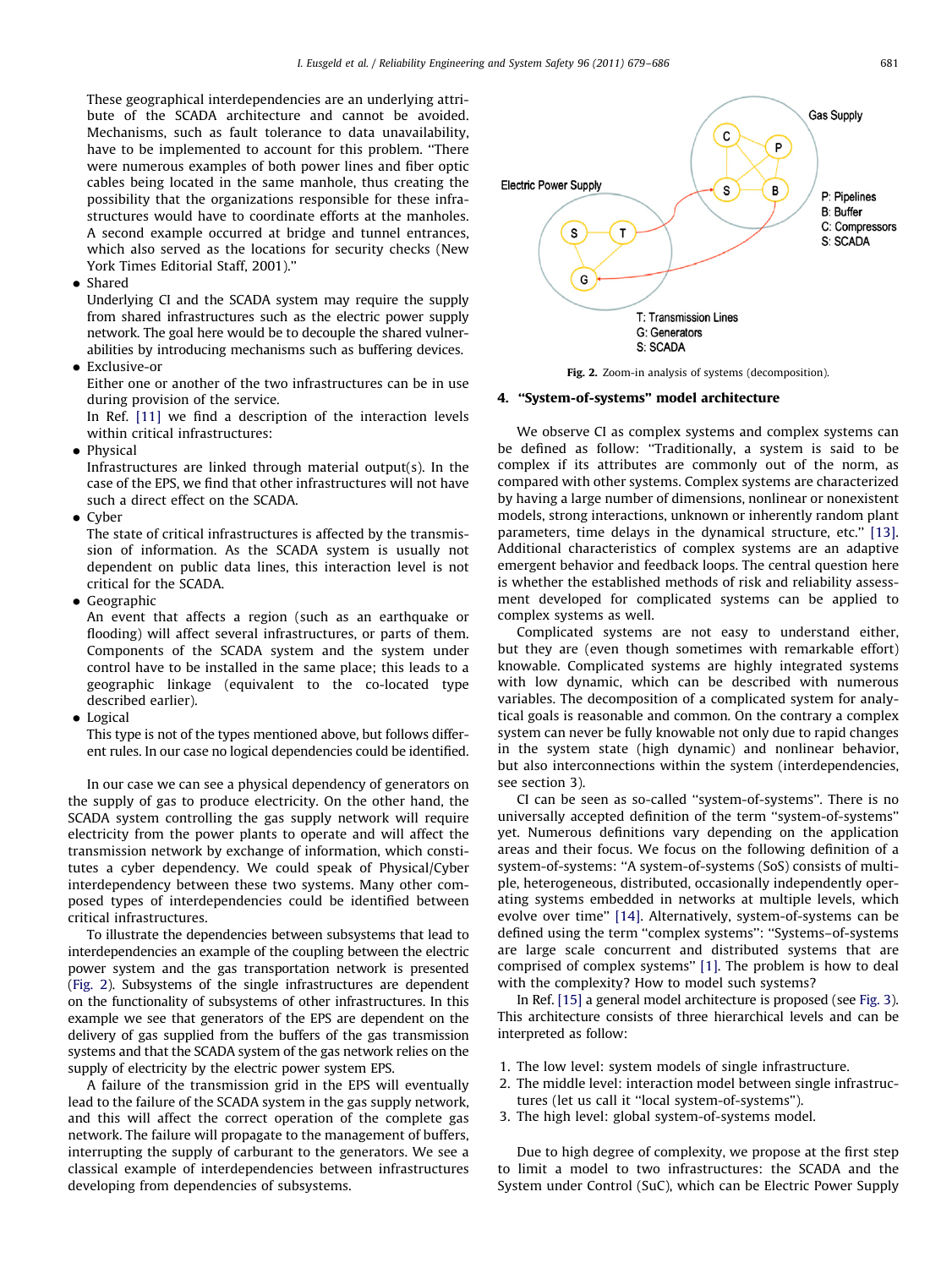These geographical interdependencies are an underlying attribute of the SCADA architecture and cannot be avoided. Mechanisms, such as fault tolerance to data unavailability, have to be implemented to account for this problem. "There were numerous examples of both power lines and fiber optic cables being located in the same manhole, thus creating the possibility that the organizations responsible for these infrastructures would have to coordinate efforts at the manholes. A second example occurred at bridge and tunnel entrances, which also served as the locations for security checks (New York Times Editorial Staff, 2001)."

- Shared
  Underlying CI and the SCADA system may require the supply from shared infrastructures such as the electric power supply network. The goal here would be to decouple the shared vulnerabilities by introducing mechanisms such as buffering devices.
- Exclusive-or
  Either one or another of the two infrastructures can be in use during provision of the service.
  In Ref. [11] we find a description of the interaction levels within critical infrastructures:
- Physical
  Infrastructures are linked through material output(s). In the case of the EPS, we find that other infrastructures will not have such a direct effect on the SCADA.
- Cyber
  The state of critical infrastructures is affected by the transmission of information. As the SCADA system is usually not dependent on public data lines, this interaction level is not critical for the SCADA.
- Geographic
  An event that affects a region (such as an earthquake or flooding) will affect several infrastructures, or parts of them. Components of the SCADA system and the system under control have to be installed in the same place; this leads to a geographic linkage (equivalent to the co-located type described earlier).
- Logical
  This type is not of the types mentioned above, but follows different rules. In our case no logical dependencies could be identified.

In our case we can see a physical dependency of generators on the supply of gas to produce electricity. On the other hand, the SCADA system controlling the gas supply network will require electricity from the power plants to operate and will affect the transmission network by exchange of information, which constitutes a cyber dependency. We could speak of Physical/Cyber interdependency between these two systems. Many other composed types of interdependencies could be identified between critical infrastructures.

To illustrate the dependencies between subsystems that lead to interdependencies an example of the coupling between the electric power system and the gas transportation network is presented (Fig. 2). Subsystems of the single infrastructures are dependent on the functionality of subsystems of other infrastructures. In this example we see that generators of the EPS are dependent on the delivery of gas supplied from the buffers of the gas transmission systems and that the SCADA system of the gas network relies on the supply of electricity by the electric power system EPS.

A failure of the transmission grid in the EPS will eventually lead to the failure of the SCADA system in the gas supply network, and this will affect the correct operation of the complete gas network. The failure will propagate to the management of buffers, interrupting the supply of carburant to the generators. We see a classical example of interdependencies between infrastructures developing from dependencies of subsystems.

Gas Supply
C
P
S
B
P: Pipelines
B: Buffer
C: Compressors
S: SCADA
Electric Power Supply
S
T
G
T: Transmission Lines
G: Generators
S: SCADA

**Fig. 2.** Zoom-in analysis of systems (decomposition).

## 4. "System-of-systems" model architecture

We observe CI as complex systems and complex systems can be defined as follow: "Traditionally, a system is said to be complex if its attributes are commonly out of the norm, as compared with other systems. Complex systems are characterized by having a large number of dimensions, nonlinear or nonexistent models, strong interactions, unknown or inherently random plant parameters, time delays in the dynamical structure, etc." [13]. Additional characteristics of complex systems are an adaptive emergent behavior and feedback loops. The central question here is whether the established methods of risk and reliability assessment developed for complicated systems can be applied to complex systems as well.

Complicated systems are not easy to understand either, but they are (even though sometimes with remarkable effort) knowable. Complicated systems are highly integrated systems with low dynamic, which can be described with numerous variables. The decomposition of a complicated system for analytical goals is reasonable and common. On the contrary a complex system can never be fully knowable not only due to rapid changes in the system state (high dynamic) and nonlinear behavior, but also interconnections within the system (interdependencies, see section 3).

CI can be seen as so-called "system-of-systems". There is no universally accepted definition of the term "system-of-systems" yet. Numerous definitions vary depending on the application areas and their focus. We focus on the following definition of a system-of-systems: "A system-of-systems (SoS) consists of multiple, heterogeneous, distributed, occasionally independently operating systems embedded in networks at multiple levels, which evolve over time" [14]. Alternatively, system-of-systems can be defined using the term "complex systems": "Systems–of-systems are large scale concurrent and distributed systems that are comprised of complex systems" [1]. The problem is how to deal with the complexity? How to model such systems?

In Ref. [15] a general model architecture is proposed (see Fig. 3). This architecture consists of three hierarchical levels and can be interpreted as follow:

1. The low level: system models of single infrastructure.
2. The middle level: interaction model between single infrastructures (let us call it "local system-of-systems").
3. The high level: global system-of-systems model.

Due to high degree of complexity, we propose at the first step to limit a model to two infrastructures: the SCADA and the System under Control (SuC), which can be Electric Power Supply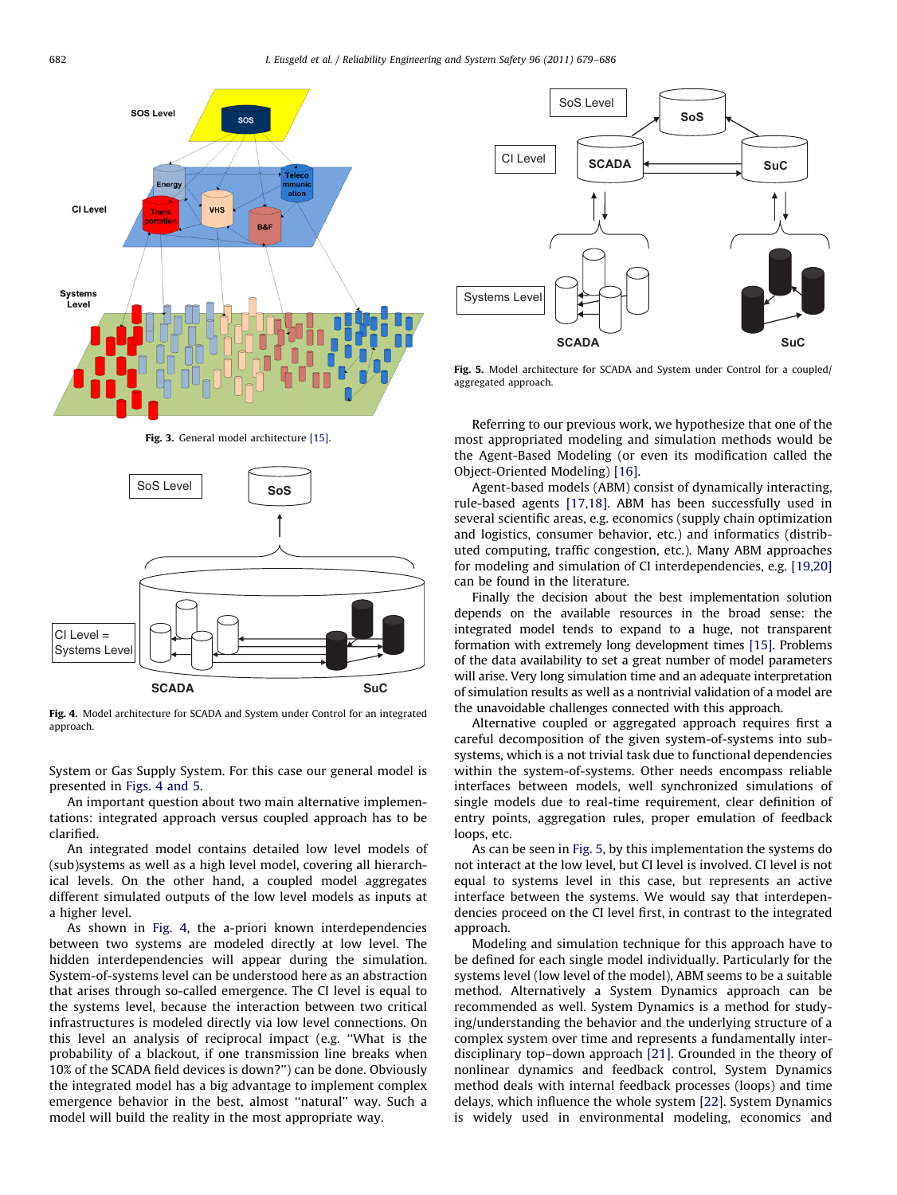Fig. 3. General model architecture [15].

Fig. 4. Model architecture for SCADA and System under Control for an integrated approach.

System or Gas Supply System. For this case our general model is presented in Figs. 4 and 5.

An important question about two main alternative implementations: integrated approach versus coupled approach has to be clarified.

An integrated model contains detailed low level models of (sub)systems as well as a high level model, covering all hierarchical levels. On the other hand, a coupled model aggregates different simulated outputs of the low level models as inputs at a higher level.

As shown in Fig. 4, the a-priori known interdependencies between two systems are modeled directly at low level. The hidden interdependencies will appear during the simulation. System-of-systems level can be understood here as an abstraction that arises through so-called emergence. The CI level is equal to the systems level, because the interaction between two critical infrastructures is modeled directly via low level connections. On this level an analysis of reciprocal impact (e.g. ''What is the probability of a blackout, if one transmission line breaks when 10% of the SCADA field devices is down?'') can be done. Obviously the integrated model has a big advantage to implement complex emergence behavior in the best, almost ''natural'' way. Such a model will build the reality in the most appropriate way.

Fig. 5. Model architecture for SCADA and System under Control for a coupled/aggregated approach.

Referring to our previous work, we hypothesize that one of the most appropriated modeling and simulation methods would be the Agent-Based Modeling (or even its modification called the Object-Oriented Modeling) [16].

Agent-based models (ABM) consist of dynamically interacting, rule-based agents [17,18]. ABM has been successfully used in several scientific areas, e.g. economics (supply chain optimization and logistics, consumer behavior, etc.) and informatics (distributed computing, traffic congestion, etc.). Many ABM approaches for modeling and simulation of CI interdependencies, e.g. [19,20] can be found in the literature.

Finally the decision about the best implementation solution depends on the available resources in the broad sense: the integrated model tends to expand to a huge, not transparent formation with extremely long development times [15]. Problems of the data availability to set a great number of model parameters will arise. Very long simulation time and an adequate interpretation of simulation results as well as a nontrivial validation of a model are the unavoidable challenges connected with this approach.

Alternative coupled or aggregated approach requires first a careful decomposition of the given system-of-systems into subsystems, which is a not trivial task due to functional dependencies within the system-of-systems. Other needs encompass reliable interfaces between models, well synchronized simulations of single models due to real-time requirement, clear definition of entry points, aggregation rules, proper emulation of feedback loops, etc.

As can be seen in Fig. 5, by this implementation the systems do not interact at the low level, but CI level is involved. CI level is not equal to systems level in this case, but represents an active interface between the systems. We would say that interdependencies proceed on the CI level first, in contrast to the integrated approach.

Modeling and simulation technique for this approach have to be defined for each single model individually. Particularly for the systems level (low level of the model), ABM seems to be a suitable method. Alternatively a System Dynamics approach can be recommended as well. System Dynamics is a method for studying/understanding the behavior and the underlying structure of a complex system over time and represents a fundamentally interdisciplinary top–down approach [21]. Grounded in the theory of nonlinear dynamics and feedback control, System Dynamics method deals with internal feedback processes (loops) and time delays, which influence the whole system [22]. System Dynamics is widely used in environmental modeling, economics and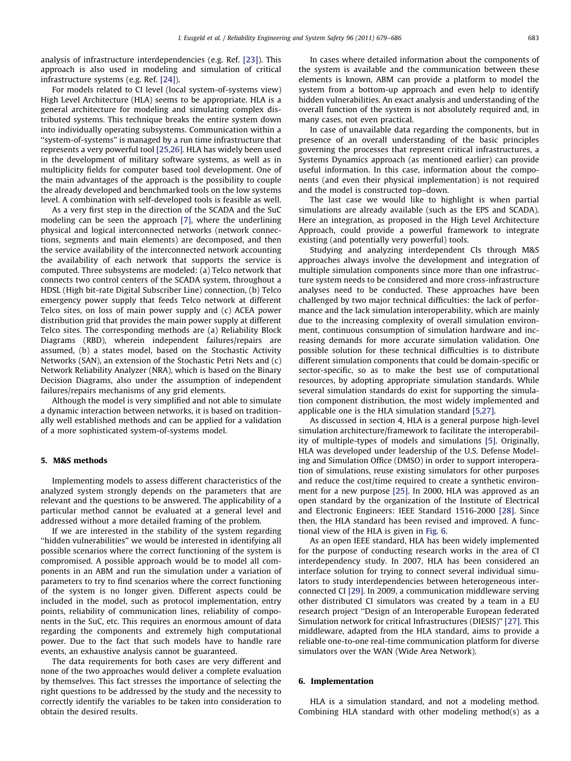analysis of infrastructure interdependencies (e.g. Ref. [23]). This approach is also used in modeling and simulation of critical infrastructure systems (e.g. Ref. [24]).

For models related to CI level (local system-of-systems view) High Level Architecture (HLA) seems to be appropriate. HLA is a general architecture for modeling and simulating complex distributed systems. This technique breaks the entire system down into individually operating subsystems. Communication within a "system-of-systems" is managed by a run time infrastructure that represents a very powerful tool [25,26]. HLA has widely been used in the development of military software systems, as well as in multiplicity fields for computer based tool development. One of the main advantages of the approach is the possibility to couple the already developed and benchmarked tools on the low systems level. A combination with self-developed tools is feasible as well.

As a very first step in the direction of the SCADA and the SuC modeling can be seen the approach [7], where the underlining physical and logical interconnected networks (network connections, segments and main elements) are decomposed, and then the service availability of the interconnected network accounting the availability of each network that supports the service is computed. Three subsystems are modeled: (a) Telco network that connects two control centers of the SCADA system, throughout a HDSL (High bit-rate Digital Subscriber Line) connection, (b) Telco emergency power supply that feeds Telco network at different Telco sites, on loss of main power supply and (c) ACEA power distribution grid that provides the main power supply at different Telco sites. The corresponding methods are (a) Reliability Block Diagrams (RBD), wherein independent failures/repairs are assumed, (b) a states model, based on the Stochastic Activity Networks (SAN), an extension of the Stochastic Petri Nets and (c) Network Reliability Analyzer (NRA), which is based on the Binary Decision Diagrams, also under the assumption of independent failures/repairs mechanisms of any grid elements.

Although the model is very simplified and not able to simulate a dynamic interaction between networks, it is based on traditionally well established methods and can be applied for a validation of a more sophisticated system-of-systems model.

## 5. M&S methods

Implementing models to assess different characteristics of the analyzed system strongly depends on the parameters that are relevant and the questions to be answered. The applicability of a particular method cannot be evaluated at a general level and addressed without a more detailed framing of the problem.

If we are interested in the stability of the system regarding "hidden vulnerabilities" we would be interested in identifying all possible scenarios where the correct functioning of the system is compromised. A possible approach would be to model all components in an ABM and run the simulation under a variation of parameters to try to find scenarios where the correct functioning of the system is no longer given. Different aspects could be included in the model, such as protocol implementation, entry points, reliability of communication lines, reliability of components in the SuC, etc. This requires an enormous amount of data regarding the components and extremely high computational power. Due to the fact that such models have to handle rare events, an exhaustive analysis cannot be guaranteed.

The data requirements for both cases are very different and none of the two approaches would deliver a complete evaluation by themselves. This fact stresses the importance of selecting the right questions to be addressed by the study and the necessity to correctly identify the variables to be taken into consideration to obtain the desired results.

In cases where detailed information about the components of the system is available and the communication between these elements is known, ABM can provide a platform to model the system from a bottom-up approach and even help to identify hidden vulnerabilities. An exact analysis and understanding of the overall function of the system is not absolutely required and, in many cases, not even practical.

In case of unavailable data regarding the components, but in presence of an overall understanding of the basic principles governing the processes that represent critical infrastructures, a Systems Dynamics approach (as mentioned earlier) can provide useful information. In this case, information about the components (and even their physical implementation) is not required and the model is constructed top–down.

The last case we would like to highlight is when partial simulations are already available (such as the EPS and SCADA). Here an integration, as proposed in the High Level Architecture Approach, could provide a powerful framework to integrate existing (and potentially very powerful) tools.

Studying and analyzing interdependent CIs through M&S approaches always involve the development and integration of multiple simulation components since more than one infrastructure system needs to be considered and more cross-infrastructure analyses need to be conducted. These approaches have been challenged by two major technical difficulties: the lack of performance and the lack simulation interoperability, which are mainly due to the increasing complexity of overall simulation environment, continuous consumption of simulation hardware and increasing demands for more accurate simulation validation. One possible solution for these technical difficulties is to distribute different simulation components that could be domain-specific or sector-specific, so as to make the best use of computational resources, by adopting appropriate simulation standards. While several simulation standards do exist for supporting the simulation component distribution, the most widely implemented and applicable one is the HLA simulation standard [5,27].

As discussed in section 4, HLA is a general purpose high-level simulation architecture/framework to facilitate the interoperability of multiple-types of models and simulations [5]. Originally, HLA was developed under leadership of the U.S. Defense Modeling and Simulation Office (DMSO) in order to support interoperation of simulations, reuse existing simulators for other purposes and reduce the cost/time required to create a synthetic environment for a new purpose [25]. In 2000, HLA was approved as an open standard by the organization of the Institute of Electrical and Electronic Engineers: IEEE Standard 1516-2000 [28]. Since then, the HLA standard has been revised and improved. A functional view of the HLA is given in Fig. 6.

As an open IEEE standard, HLA has been widely implemented for the purpose of conducting research works in the area of CI interdependency study. In 2007, HLA has been considered an interface solution for trying to connect several individual simulators to study interdependencies between heterogeneous interconnected CI [29]. In 2009, a communication middleware serving other distributed CI simulators was created by a team in a EU research project "Design of an Interoperable European federated Simulation network for critical Infrastructures (DIESIS)" [27]. This middleware, adapted from the HLA standard, aims to provide a reliable one-to-one real-time communication platform for diverse simulators over the WAN (Wide Area Network).

## 6. Implementation

HLA is a simulation standard, and not a modeling method. Combining HLA standard with other modeling method(s) as a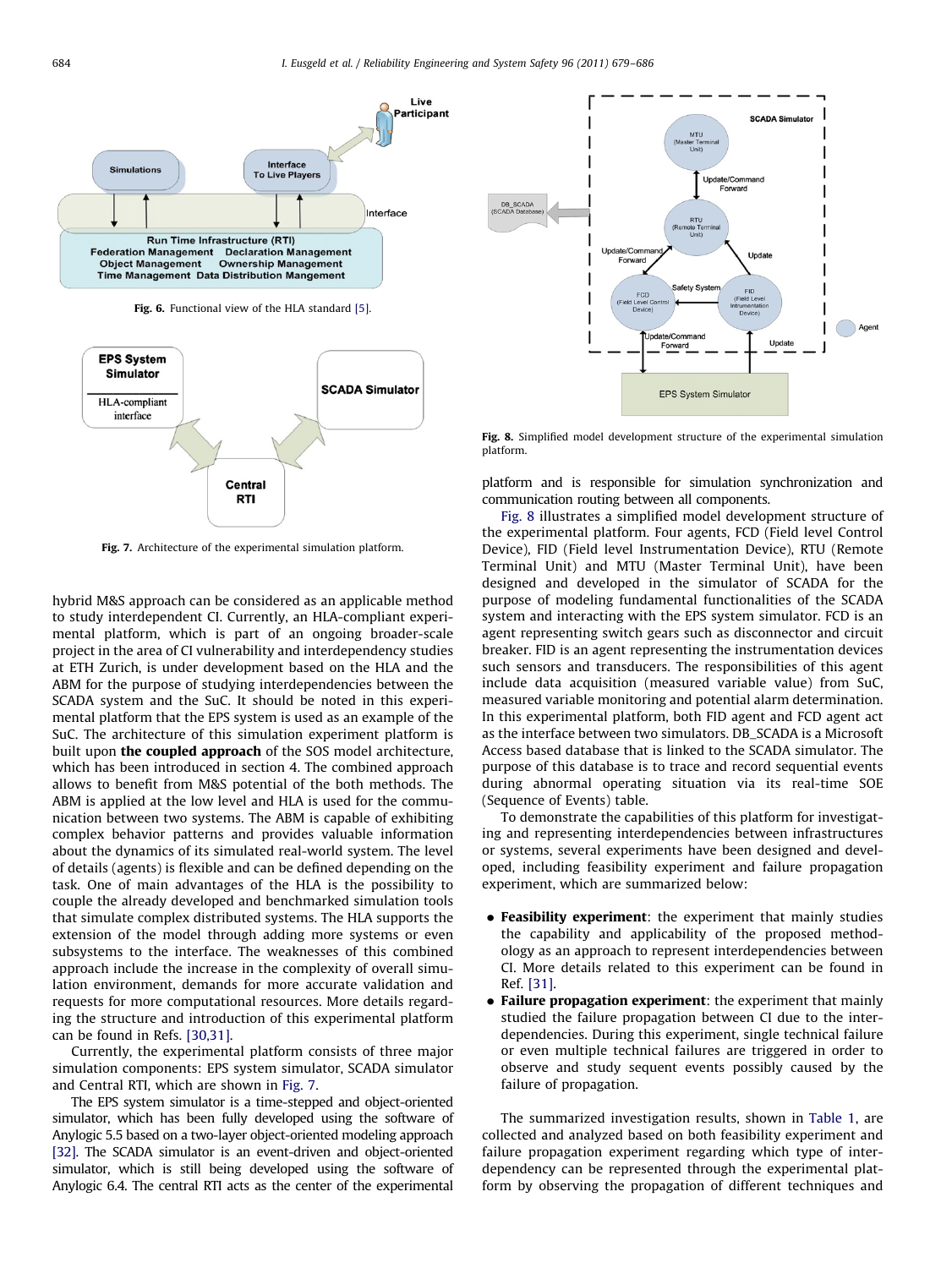Fig. 6. Functional view of the HLA standard [5].

Fig. 7. Architecture of the experimental simulation platform.

hybrid M&S approach can be considered as an applicable method to study interdependent CI. Currently, an HLA-compliant experimental platform, which is part of an ongoing broader-scale project in the area of CI vulnerability and interdependency studies at ETH Zurich, is under development based on the HLA and the ABM for the purpose of studying interdependencies between the SCADA system and the SuC. It should be noted in this experimental platform that the EPS system is used as an example of the SuC. The architecture of this simulation experiment platform is built upon **the coupled approach** of the SOS model architecture, which has been introduced in section 4. The combined approach allows to benefit from M&S potential of the both methods. The ABM is applied at the low level and HLA is used for the communication between two systems. The ABM is capable of exhibiting complex behavior patterns and provides valuable information about the dynamics of its simulated real-world system. The level of details (agents) is flexible and can be defined depending on the task. One of main advantages of the HLA is the possibility to couple the already developed and benchmarked simulation tools that simulate complex distributed systems. The HLA supports the extension of the model through adding more systems or even subsystems to the interface. The weaknesses of this combined approach include the increase in the complexity of overall simulation environment, demands for more accurate validation and requests for more computational resources. More details regarding the structure and introduction of this experimental platform can be found in Refs. [30,31].

Currently, the experimental platform consists of three major simulation components: EPS system simulator, SCADA simulator and Central RTI, which are shown in Fig. 7.

The EPS system simulator is a time-stepped and object-oriented simulator, which has been fully developed using the software of Anylogic 5.5 based on a two-layer object-oriented modeling approach [32]. The SCADA simulator is an event-driven and object-oriented simulator, which is still being developed using the software of Anylogic 6.4. The central RTI acts as the center of the experimental platform and is responsible for simulation synchronization and communication routing between all components.

Fig. 8. Simplified model development structure of the experimental simulation platform.

Fig. 8 illustrates a simplified model development structure of the experimental platform. Four agents, FCD (Field level Control Device), FID (Field level Instrumentation Device), RTU (Remote Terminal Unit) and MTU (Master Terminal Unit), have been designed and developed in the simulator of SCADA for the purpose of modeling fundamental functionalities of the SCADA system and interacting with the EPS system simulator. FCD is an agent representing switch gears such as disconnector and circuit breaker. FID is an agent representing the instrumentation devices such sensors and transducers. The responsibilities of this agent include data acquisition (measured variable value) from SuC, measured variable monitoring and potential alarm determination. In this experimental platform, both FID agent and FCD agent act as the interface between two simulators. DB_SCADA is a Microsoft Access based database that is linked to the SCADA simulator. The purpose of this database is to trace and record sequential events during abnormal operating situation via its real-time SOE (Sequence of Events) table.

To demonstrate the capabilities of this platform for investigating and representing interdependencies between infrastructures or systems, several experiments have been designed and developed, including feasibility experiment and failure propagation experiment, which are summarized below:

- **Feasibility experiment**: the experiment that mainly studies the capability and applicability of the proposed methodology as an approach to represent interdependencies between CI. More details related to this experiment can be found in Ref. [31].
- **Failure propagation experiment**: the experiment that mainly studied the failure propagation between CI due to the interdependencies. During this experiment, single technical failure or even multiple technical failures are triggered in order to observe and study sequent events possibly caused by the failure of propagation.

The summarized investigation results, shown in Table 1, are collected and analyzed based on both feasibility experiment and failure propagation experiment regarding which type of interdependency can be represented through the experimental platform by observing the propagation of different techniques and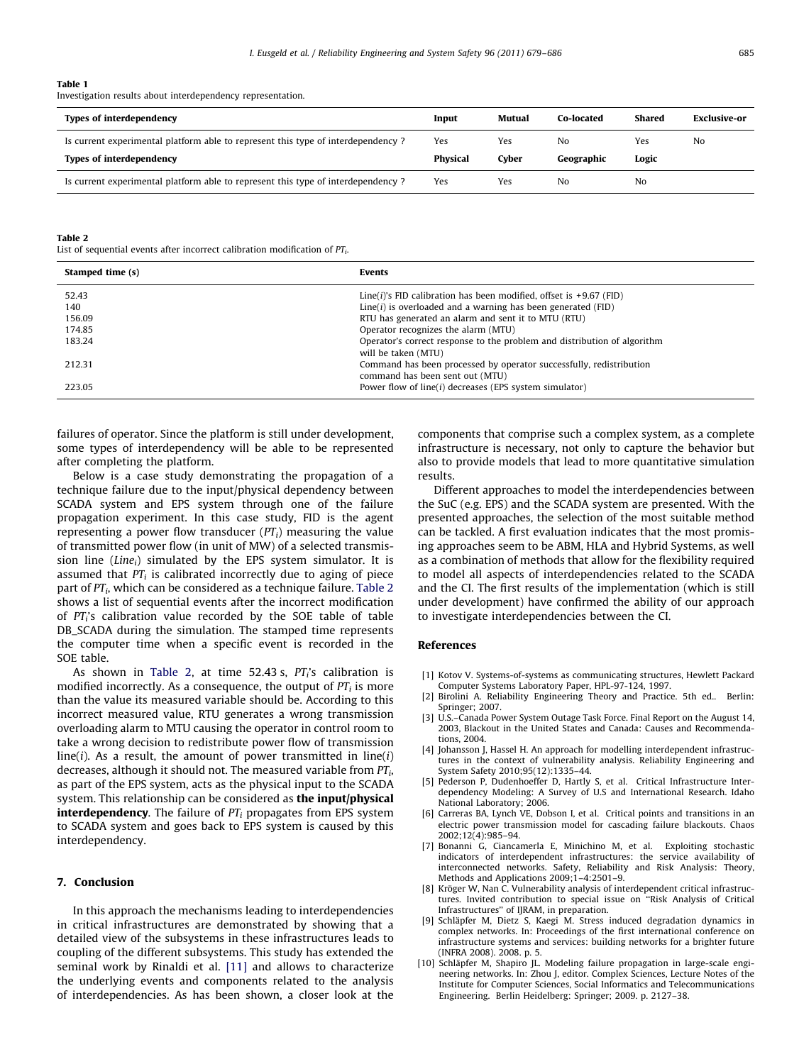**Table 1**
Investigation results about interdependency representation.

| Types of interdependency | Input | Mutual | Co-located | Shared | Exclusive-or |
|---|---|---|---|---|---|
| Is current experimental platform able to represent this type of interdependency ? | Yes | Yes | No | Yes | No |
| **Types of interdependency** | **Physical** | **Cyber** | **Geographic** | **Logic** | |
| Is current experimental platform able to represent this type of interdependency ? | Yes | Yes | No | No | |

**Table 2**
List of sequential events after incorrect calibration modification of $PT_i$.

| Stamped time (s) | Events |
|---|---|
| 52.43 | Line($i$)'s FID calibration has been modified, offset is +9.67 (FID) |
| 140 | Line($i$) is overloaded and a warning has been generated (FID) |
| 156.09 | RTU has generated an alarm and sent it to MTU (RTU) |
| 174.85 | Operator recognizes the alarm (MTU) |
| 183.24 | Operator's correct response to the problem and distribution of algorithm will be taken (MTU) |
| 212.31 | Command has been processed by operator successfully, redistribution command has been sent out (MTU) |
| 223.05 | Power flow of line($i$) decreases (EPS system simulator) |

failures of operator. Since the platform is still under development, some types of interdependency will be able to be represented after completing the platform.

Below is a case study demonstrating the propagation of a technique failure due to the input/physical dependency between SCADA system and EPS system through one of the failure propagation experiment. In this case study, FID is the agent representing a power flow transducer ($PT_i$) measuring the value of transmitted power flow (in unit of MW) of a selected transmission line ($Line_i$) simulated by the EPS system simulator. It is assumed that $PT_i$ is calibrated incorrectly due to aging of piece part of $PT_i$, which can be considered as a technique failure. Table 2 shows a list of sequential events after the incorrect modification of $PT_i$'s calibration value recorded by the SOE table of table DB_SCADA during the simulation. The stamped time represents the computer time when a specific event is recorded in the SOE table.

As shown in Table 2, at time 52.43 s, $PT_i$'s calibration is modified incorrectly. As a consequence, the output of $PT_i$ is more than the value its measured variable should be. According to this incorrect measured value, RTU generates a wrong transmission overloading alarm to MTU causing the operator in control room to take a wrong decision to redistribute power flow of transmission line($i$). As a result, the amount of power transmitted in line($i$) decreases, although it should not. The measured variable from $PT_i$, as part of the EPS system, acts as the physical input to the SCADA system. This relationship can be considered as **the input/physical interdependency**. The failure of $PT_i$ propagates from EPS system to SCADA system and goes back to EPS system is caused by this interdependency.

## 7. Conclusion

In this approach the mechanisms leading to interdependencies in critical infrastructures are demonstrated by showing that a detailed view of the subsystems in these infrastructures leads to coupling of the different subsystems. This study has extended the seminal work by Rinaldi et al. [11] and allows to characterize the underlying events and components related to the analysis of interdependencies. As has been shown, a closer look at the components that comprise such a complex system, as a complete infrastructure is necessary, not only to capture the behavior but also to provide models that lead to more quantitative simulation results.

Different approaches to model the interdependencies between the SuC (e.g. EPS) and the SCADA system are presented. With the presented approaches, the selection of the most suitable method can be tackled. A first evaluation indicates that the most promising approaches seem to be ABM, HLA and Hybrid Systems, as well as a combination of methods that allow for the flexibility required to model all aspects of interdependencies related to the SCADA and the CI. The first results of the implementation (which is still under development) have confirmed the ability of our approach to investigate interdependencies between the CI.

## References

[1] Kotov V. Systems-of-systems as communicating structures, Hewlett Packard Computer Systems Laboratory Paper, HPL-97-124, 1997.
[2] Birolini A. Reliability Engineering Theory and Practice. 5th ed.. Berlin: Springer; 2007.
[3] U.S.–Canada Power System Outage Task Force. Final Report on the August 14, 2003, Blackout in the United States and Canada: Causes and Recommendations, 2004.
[4] Johansson J, Hassel H. An approach for modelling interdependent infrastructures in the context of vulnerability analysis. Reliability Engineering and System Safety 2010;95(12):1335–44.
[5] Pederson P, Dudenhoeffer D, Hartly S, et al. Critical Infrastructure Interdependency Modeling: A Survey of U.S and International Research. Idaho National Laboratory; 2006.
[6] Carreras BA, Lynch VE, Dobson I, et al. Critical points and transitions in an electric power transmission model for cascading failure blackouts. Chaos 2002;12(4):985–94.
[7] Bonanni G, Ciancamerla E, Minichino M, et al. Exploiting stochastic indicators of interdependent infrastructures: the service availability of interconnected networks. Safety, Reliability and Risk Analysis: Theory, Methods and Applications 2009;1–4:2501–9.
[8] Kröger W, Nan C. Vulnerability analysis of interdependent critical infrastructures. Invited contribution to special issue on "Risk Analysis of Critical Infrastructures" of IJRAM, in preparation.
[9] Schläpfer M, Dietz S, Kaegi M. Stress induced degradation dynamics in complex networks. In: Proceedings of the first international conference on infrastructure systems and services: building networks for a brighter future (INFRA 2008). 2008. p. 5.
[10] Schläpfer M, Shapiro JL. Modeling failure propagation in large-scale engineering networks. In: Zhou J, editor. Complex Sciences, Lecture Notes of the Institute for Computer Sciences, Social Informatics and Telecommunications Engineering. Berlin Heidelberg: Springer; 2009. p. 2127–38.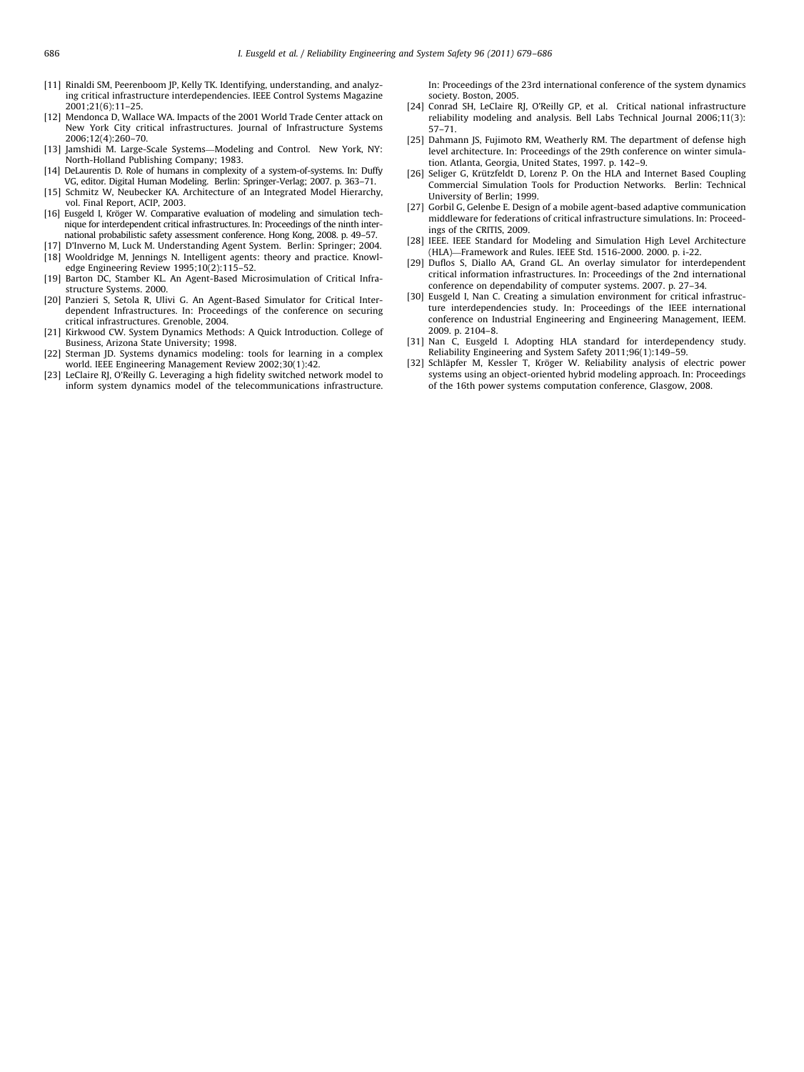[11] Rinaldi SM, Peerenboom JP, Kelly TK. Identifying, understanding, and analyzing critical infrastructure interdependencies. IEEE Control Systems Magazine 2001;21(6):11–25.

[12] Mendonca D, Wallace WA. Impacts of the 2001 World Trade Center attack on New York City critical infrastructures. Journal of Infrastructure Systems 2006;12(4):260–70.

[13] Jamshidi M. Large-Scale Systems—Modeling and Control. New York, NY: North-Holland Publishing Company; 1983.

[14] DeLaurentis D. Role of humans in complexity of a system-of-systems. In: Duffy VG, editor. Digital Human Modeling. Berlin: Springer-Verlag; 2007. p. 363–71.

[15] Schmitz W, Neubecker KA. Architecture of an Integrated Model Hierarchy, vol. Final Report, ACIP, 2003.

[16] Eusgeld I, Kröger W. Comparative evaluation of modeling and simulation technique for interdependent critical infrastructures. In: Proceedings of the ninth international probabilistic safety assessment conference. Hong Kong, 2008. p. 49–57.

[17] D'Inverno M, Luck M. Understanding Agent System. Berlin: Springer; 2004.

[18] Wooldridge M, Jennings N. Intelligent agents: theory and practice. Knowledge Engineering Review 1995;10(2):115–52.

[19] Barton DC, Stamber KL. An Agent-Based Microsimulation of Critical Infrastructure Systems. 2000.

[20] Panzieri S, Setola R, Ulivi G. An Agent-Based Simulator for Critical Interdependent Infrastructures. In: Proceedings of the conference on securing critical infrastructures. Grenoble, 2004.

[21] Kirkwood CW. System Dynamics Methods: A Quick Introduction. College of Business, Arizona State University; 1998.

[22] Sterman JD. Systems dynamics modeling: tools for learning in a complex world. IEEE Engineering Management Review 2002;30(1):42.

[23] LeClaire RJ, O'Reilly G. Leveraging a high fidelity switched network model to inform system dynamics model of the telecommunications infrastructure. In: Proceedings of the 23rd international conference of the system dynamics society. Boston, 2005.

[24] Conrad SH, LeClaire RJ, O'Reilly GP, et al. Critical national infrastructure reliability modeling and analysis. Bell Labs Technical Journal 2006;11(3): 57–71.

[25] Dahmann JS, Fujimoto RM, Weatherly RM. The department of defense high level architecture. In: Proceedings of the 29th conference on winter simulation. Atlanta, Georgia, United States, 1997. p. 142–9.

[26] Seliger G, Krützfeldt D, Lorenz P. On the HLA and Internet Based Coupling Commercial Simulation Tools for Production Networks. Berlin: Technical University of Berlin; 1999.

[27] Gorbil G, Gelenbe E. Design of a mobile agent-based adaptive communication middleware for federations of critical infrastructure simulations. In: Proceedings of the CRITIS, 2009.

[28] IEEE. IEEE Standard for Modeling and Simulation High Level Architecture (HLA)—Framework and Rules. IEEE Std. 1516-2000. 2000. p. i-22.

[29] Duflos S, Diallo AA, Grand GL. An overlay simulator for interdependent critical information infrastructures. In: Proceedings of the 2nd international conference on dependability of computer systems. 2007. p. 27–34.

[30] Eusgeld I, Nan C. Creating a simulation environment for critical infrastructure interdependencies study. In: Proceedings of the IEEE international conference on Industrial Engineering and Engineering Management, IEEM. 2009. p. 2104–8.

[31] Nan C, Eusgeld I. Adopting HLA standard for interdependency study. Reliability Engineering and System Safety 2011;96(1):149–59.

[32] Schläpfer M, Kessler T, Kröger W. Reliability analysis of electric power systems using an object-oriented hybrid modeling approach. In: Proceedings of the 16th power systems computation conference, Glasgow, 2008.